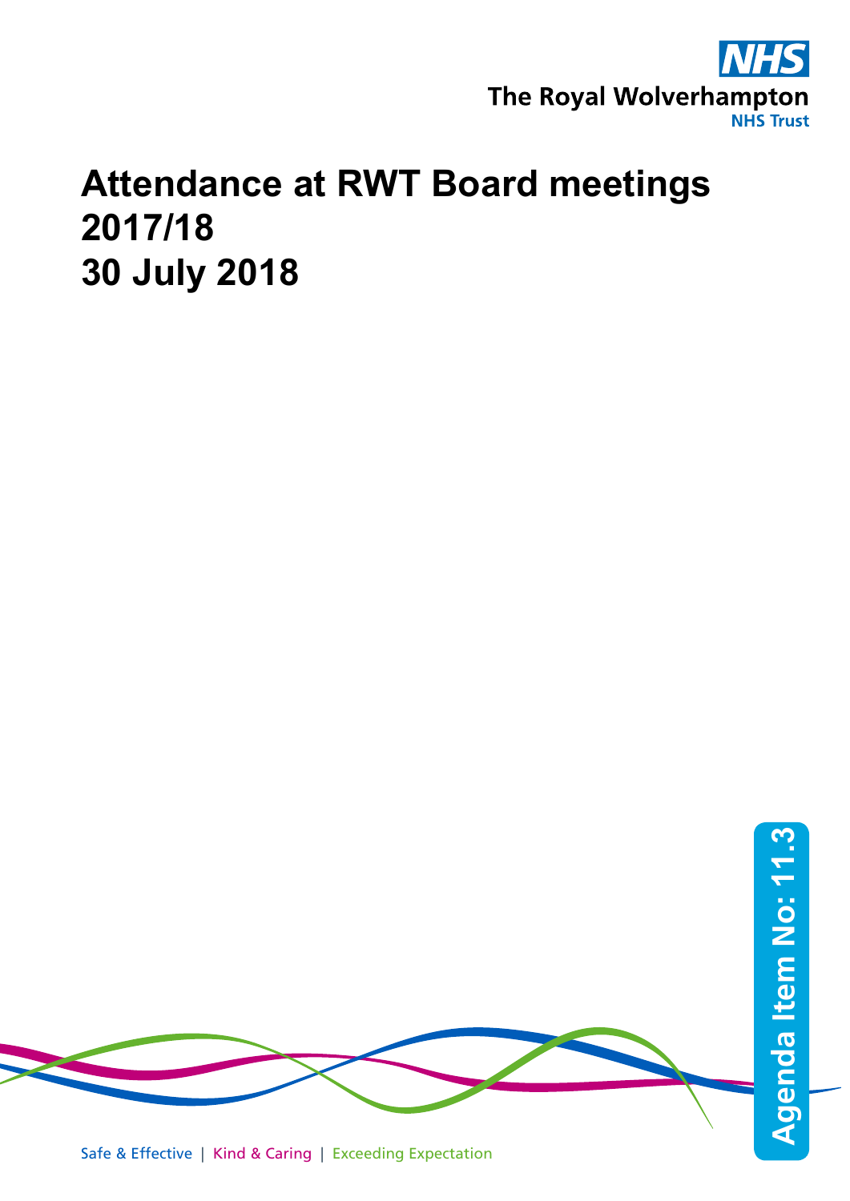NHS

The Royal Wolverhampton NHS Trust

# Attendance at RWT Board meetings 2017/18 30 July 2018

Agenda Item No: 11.3

Safe & Effective | Kind & Caring | Exceeding Expectation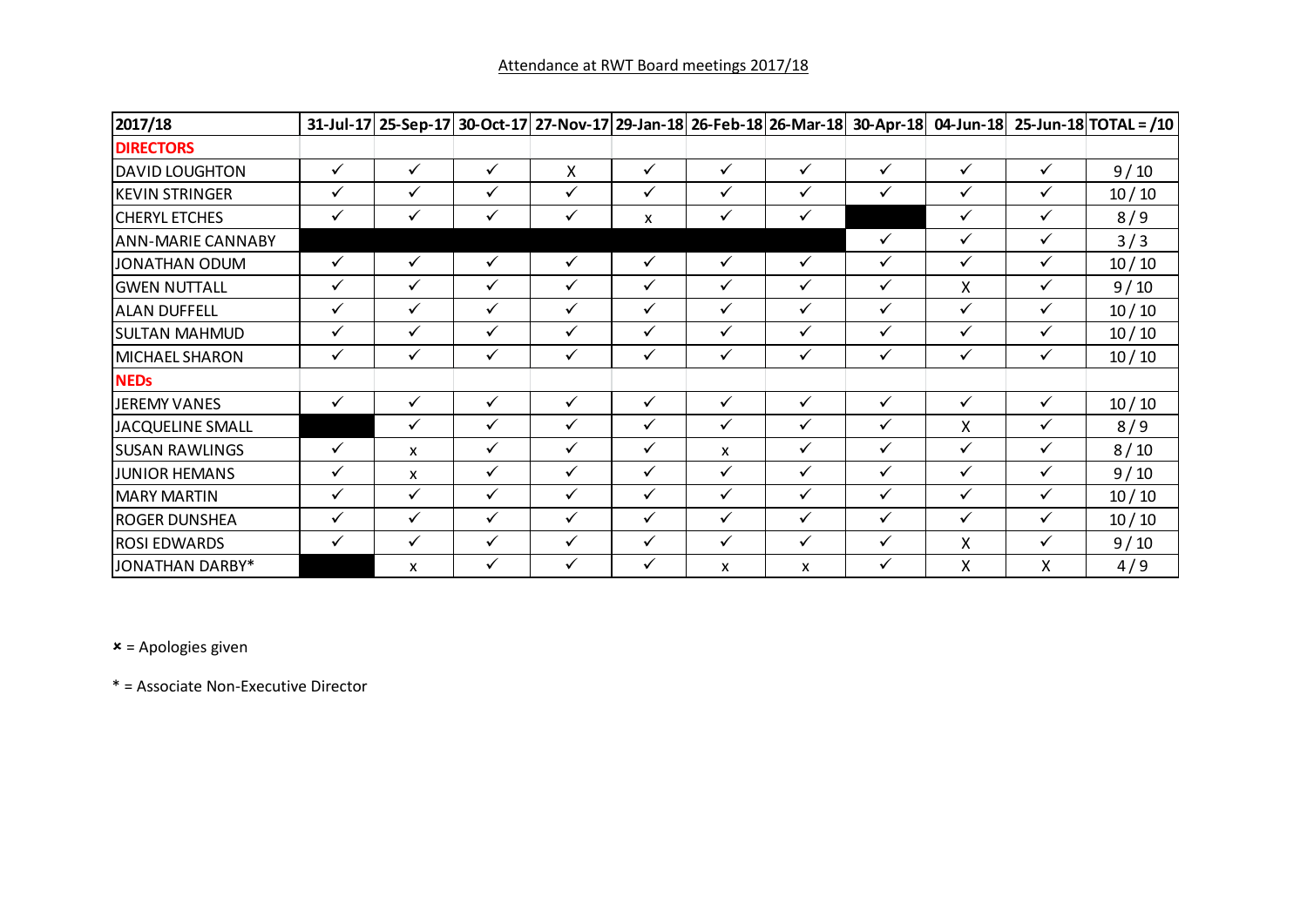Attendance at RWT Board meetings 2017/18

| 2017/18 | 31-Jul-17 | 25-Sep-17 | 30-Oct-17 | 27-Nov-17 | 29-Jan-18 | 26-Feb-18 | 26-Mar-18 | 30-Apr-18 | 04-Jun-18 | 25-Jun-18 | TOTAL = /10 |
|---|---|---|---|---|---|---|---|---|---|---|---|
| **DIRECTORS** | | | | | | | | | | | |
| DAVID LOUGHTON | ✓ | ✓ | ✓ | X | ✓ | ✓ | ✓ | ✓ | ✓ | ✓ | 9 / 10 |
| KEVIN STRINGER | ✓ | ✓ | ✓ | ✓ | ✓ | ✓ | ✓ | ✓ | ✓ | ✓ | 10 / 10 |
| CHERYL ETCHES | ✓ | ✓ | ✓ | ✓ | x | ✓ | ✓ | | ✓ | ✓ | 8 / 9 |
| ANN-MARIE CANNABY | | | | | | | | ✓ | ✓ | ✓ | 3 / 3 |
| JONATHAN ODUM | ✓ | ✓ | ✓ | ✓ | ✓ | ✓ | ✓ | ✓ | ✓ | ✓ | 10 / 10 |
| GWEN NUTTALL | ✓ | ✓ | ✓ | ✓ | ✓ | ✓ | ✓ | ✓ | X | ✓ | 9 / 10 |
| ALAN DUFFELL | ✓ | ✓ | ✓ | ✓ | ✓ | ✓ | ✓ | ✓ | ✓ | ✓ | 10 / 10 |
| SULTAN MAHMUD | ✓ | ✓ | ✓ | ✓ | ✓ | ✓ | ✓ | ✓ | ✓ | ✓ | 10 / 10 |
| MICHAEL SHARON | ✓ | ✓ | ✓ | ✓ | ✓ | ✓ | ✓ | ✓ | ✓ | ✓ | 10 / 10 |
| **NEDs** | | | | | | | | | | | |
| JEREMY VANES | ✓ | ✓ | ✓ | ✓ | ✓ | ✓ | ✓ | ✓ | ✓ | ✓ | 10 / 10 |
| JACQUELINE SMALL | | ✓ | ✓ | ✓ | ✓ | ✓ | ✓ | ✓ | X | ✓ | 8 / 9 |
| SUSAN RAWLINGS | ✓ | x | ✓ | ✓ | ✓ | x | ✓ | ✓ | ✓ | ✓ | 8 / 10 |
| JUNIOR HEMANS | ✓ | x | ✓ | ✓ | ✓ | ✓ | ✓ | ✓ | ✓ | ✓ | 9 / 10 |
| MARY MARTIN | ✓ | ✓ | ✓ | ✓ | ✓ | ✓ | ✓ | ✓ | ✓ | ✓ | 10 / 10 |
| ROGER DUNSHEA | ✓ | ✓ | ✓ | ✓ | ✓ | ✓ | ✓ | ✓ | ✓ | ✓ | 10 / 10 |
| ROSI EDWARDS | ✓ | ✓ | ✓ | ✓ | ✓ | ✓ | ✓ | ✓ | X | ✓ | 9 / 10 |
| JONATHAN DARBY* | | x | ✓ | ✓ | ✓ | x | x | ✓ | X | X | 4 / 9 |

× = Apologies given

* = Associate Non-Executive Director